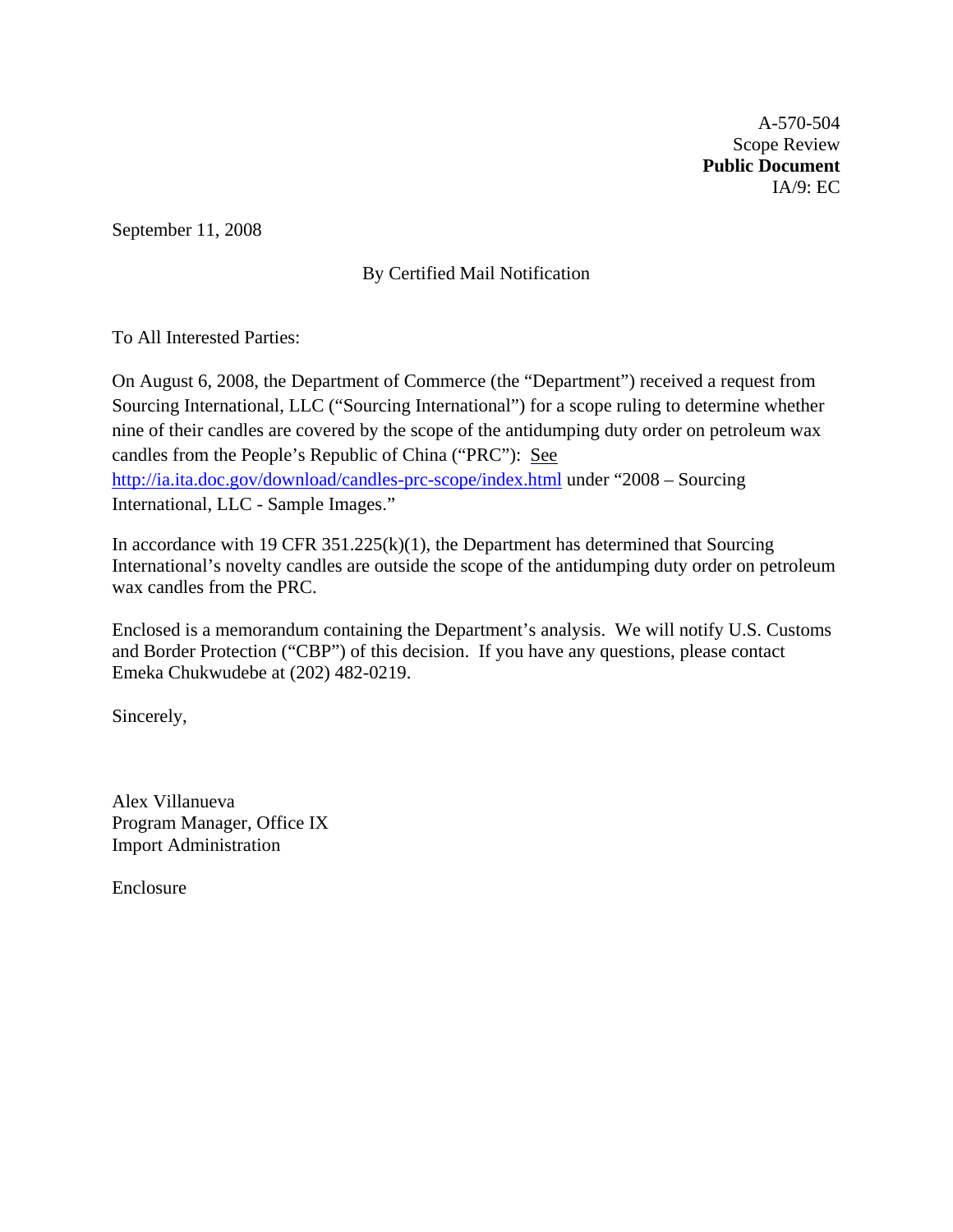A-570-504
Scope Review
**Public Document**
IA/9: EC

September 11, 2008

By Certified Mail Notification

To All Interested Parties:

On August 6, 2008, the Department of Commerce (the "Department") received a request from Sourcing International, LLC ("Sourcing International") for a scope ruling to determine whether nine of their candles are covered by the scope of the antidumping duty order on petroleum wax candles from the People's Republic of China ("PRC"): See http://ia.ita.doc.gov/download/candles-prc-scope/index.html under "2008 – Sourcing International, LLC - Sample Images."

In accordance with 19 CFR 351.225(k)(1), the Department has determined that Sourcing International's novelty candles are outside the scope of the antidumping duty order on petroleum wax candles from the PRC.

Enclosed is a memorandum containing the Department's analysis. We will notify U.S. Customs and Border Protection ("CBP") of this decision. If you have any questions, please contact Emeka Chukwudebe at (202) 482-0219.

Sincerely,

Alex Villanueva
Program Manager, Office IX
Import Administration

Enclosure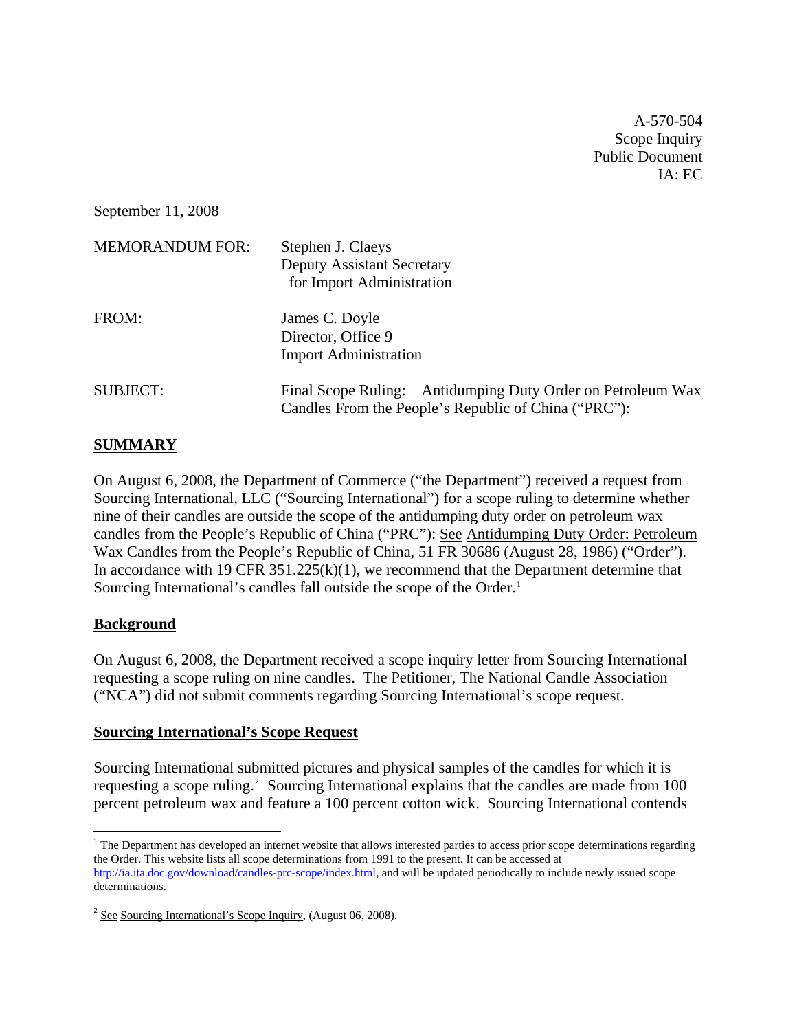A-570-504
Scope Inquiry
Public Document
IA: EC

September 11, 2008

MEMORANDUM FOR: Stephen J. Claeys
Deputy Assistant Secretary
for Import Administration

FROM: James C. Doyle
Director, Office 9
Import Administration

SUBJECT: Final Scope Ruling: Antidumping Duty Order on Petroleum Wax Candles From the People's Republic of China ("PRC"):

## SUMMARY

On August 6, 2008, the Department of Commerce ("the Department") received a request from Sourcing International, LLC ("Sourcing International") for a scope ruling to determine whether nine of their candles are outside the scope of the antidumping duty order on petroleum wax candles from the People's Republic of China ("PRC"): See Antidumping Duty Order: Petroleum Wax Candles from the People's Republic of China, 51 FR 30686 (August 28, 1986) ("Order"). In accordance with 19 CFR 351.225(k)(1), we recommend that the Department determine that Sourcing International's candles fall outside the scope of the Order.[1]

## Background

On August 6, 2008, the Department received a scope inquiry letter from Sourcing International requesting a scope ruling on nine candles. The Petitioner, The National Candle Association ("NCA") did not submit comments regarding Sourcing International's scope request.

## Sourcing International's Scope Request

Sourcing International submitted pictures and physical samples of the candles for which it is requesting a scope ruling.[2] Sourcing International explains that the candles are made from 100 percent petroleum wax and feature a 100 percent cotton wick. Sourcing International contends

[1] The Department has developed an internet website that allows interested parties to access prior scope determinations regarding the Order. This website lists all scope determinations from 1991 to the present. It can be accessed at http://ia.ita.doc.gov/download/candles-prc-scope/index.html, and will be updated periodically to include newly issued scope determinations.

[2] See Sourcing International's Scope Inquiry, (August 06, 2008).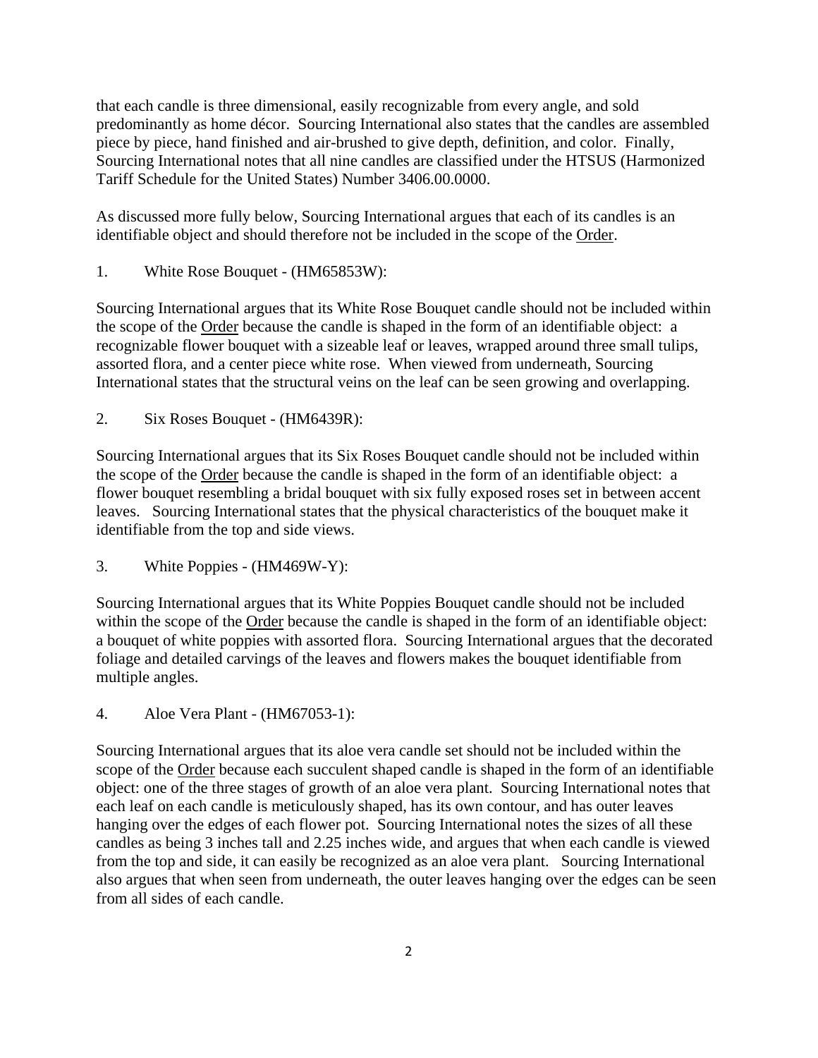that each candle is three dimensional, easily recognizable from every angle, and sold predominantly as home décor. Sourcing International also states that the candles are assembled piece by piece, hand finished and air-brushed to give depth, definition, and color. Finally, Sourcing International notes that all nine candles are classified under the HTSUS (Harmonized Tariff Schedule for the United States) Number 3406.00.0000.

As discussed more fully below, Sourcing International argues that each of its candles is an identifiable object and should therefore not be included in the scope of the Order.

1. White Rose Bouquet - (HM65853W):

Sourcing International argues that its White Rose Bouquet candle should not be included within the scope of the Order because the candle is shaped in the form of an identifiable object: a recognizable flower bouquet with a sizeable leaf or leaves, wrapped around three small tulips, assorted flora, and a center piece white rose. When viewed from underneath, Sourcing International states that the structural veins on the leaf can be seen growing and overlapping.

2. Six Roses Bouquet - (HM6439R):

Sourcing International argues that its Six Roses Bouquet candle should not be included within the scope of the Order because the candle is shaped in the form of an identifiable object: a flower bouquet resembling a bridal bouquet with six fully exposed roses set in between accent leaves. Sourcing International states that the physical characteristics of the bouquet make it identifiable from the top and side views.

3. White Poppies - (HM469W-Y):

Sourcing International argues that its White Poppies Bouquet candle should not be included within the scope of the Order because the candle is shaped in the form of an identifiable object: a bouquet of white poppies with assorted flora. Sourcing International argues that the decorated foliage and detailed carvings of the leaves and flowers makes the bouquet identifiable from multiple angles.

4. Aloe Vera Plant - (HM67053-1):

Sourcing International argues that its aloe vera candle set should not be included within the scope of the Order because each succulent shaped candle is shaped in the form of an identifiable object: one of the three stages of growth of an aloe vera plant. Sourcing International notes that each leaf on each candle is meticulously shaped, has its own contour, and has outer leaves hanging over the edges of each flower pot. Sourcing International notes the sizes of all these candles as being 3 inches tall and 2.25 inches wide, and argues that when each candle is viewed from the top and side, it can easily be recognized as an aloe vera plant. Sourcing International also argues that when seen from underneath, the outer leaves hanging over the edges can be seen from all sides of each candle.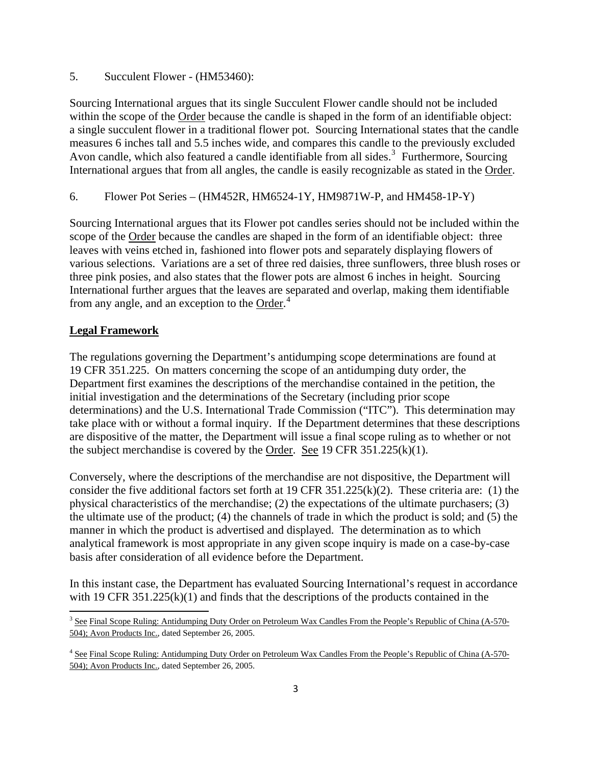5. Succulent Flower - (HM53460):

Sourcing International argues that its single Succulent Flower candle should not be included within the scope of the Order because the candle is shaped in the form of an identifiable object: a single succulent flower in a traditional flower pot. Sourcing International states that the candle measures 6 inches tall and 5.5 inches wide, and compares this candle to the previously excluded Avon candle, which also featured a candle identifiable from all sides.[3] Furthermore, Sourcing International argues that from all angles, the candle is easily recognizable as stated in the Order.

6. Flower Pot Series – (HM452R, HM6524-1Y, HM9871W-P, and HM458-1P-Y)

Sourcing International argues that its Flower pot candles series should not be included within the scope of the Order because the candles are shaped in the form of an identifiable object: three leaves with veins etched in, fashioned into flower pots and separately displaying flowers of various selections. Variations are a set of three red daisies, three sunflowers, three blush roses or three pink posies, and also states that the flower pots are almost 6 inches in height. Sourcing International further argues that the leaves are separated and overlap, making them identifiable from any angle, and an exception to the Order.[4]

## Legal Framework

The regulations governing the Department's antidumping scope determinations are found at 19 CFR 351.225. On matters concerning the scope of an antidumping duty order, the Department first examines the descriptions of the merchandise contained in the petition, the initial investigation and the determinations of the Secretary (including prior scope determinations) and the U.S. International Trade Commission ("ITC"). This determination may take place with or without a formal inquiry. If the Department determines that these descriptions are dispositive of the matter, the Department will issue a final scope ruling as to whether or not the subject merchandise is covered by the Order. See 19 CFR 351.225(k)(1).

Conversely, where the descriptions of the merchandise are not dispositive, the Department will consider the five additional factors set forth at 19 CFR 351.225(k)(2). These criteria are: (1) the physical characteristics of the merchandise; (2) the expectations of the ultimate purchasers; (3) the ultimate use of the product; (4) the channels of trade in which the product is sold; and (5) the manner in which the product is advertised and displayed. The determination as to which analytical framework is most appropriate in any given scope inquiry is made on a case-by-case basis after consideration of all evidence before the Department.

In this instant case, the Department has evaluated Sourcing International's request in accordance with 19 CFR 351.225(k)(1) and finds that the descriptions of the products contained in the

[3] See Final Scope Ruling: Antidumping Duty Order on Petroleum Wax Candles From the People's Republic of China (A-570-504); Avon Products Inc., dated September 26, 2005.

[4] See Final Scope Ruling: Antidumping Duty Order on Petroleum Wax Candles From the People's Republic of China (A-570-504); Avon Products Inc., dated September 26, 2005.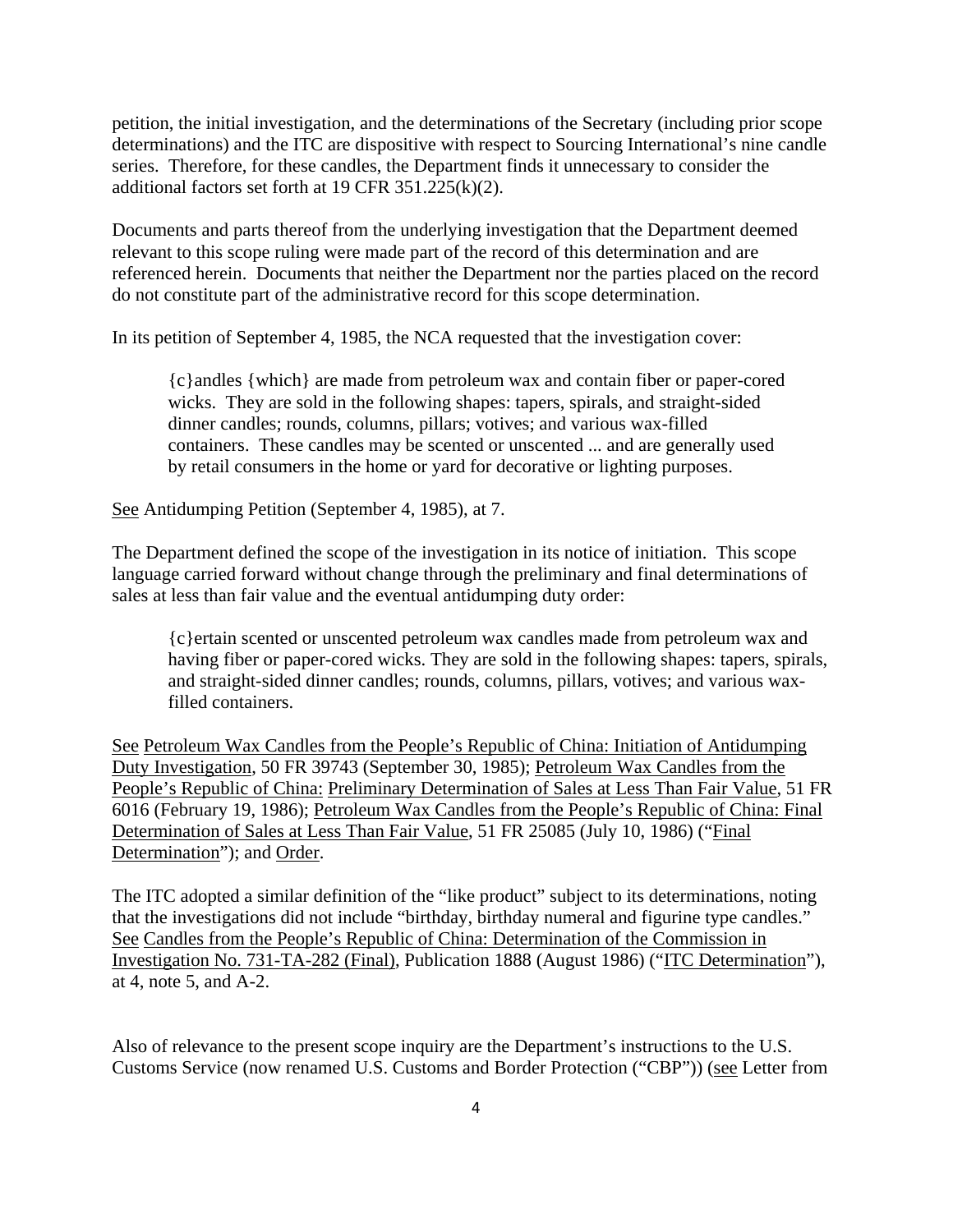petition, the initial investigation, and the determinations of the Secretary (including prior scope determinations) and the ITC are dispositive with respect to Sourcing International's nine candle series. Therefore, for these candles, the Department finds it unnecessary to consider the additional factors set forth at 19 CFR 351.225(k)(2).

Documents and parts thereof from the underlying investigation that the Department deemed relevant to this scope ruling were made part of the record of this determination and are referenced herein. Documents that neither the Department nor the parties placed on the record do not constitute part of the administrative record for this scope determination.

In its petition of September 4, 1985, the NCA requested that the investigation cover:

> {c}andles {which} are made from petroleum wax and contain fiber or paper-cored wicks. They are sold in the following shapes: tapers, spirals, and straight-sided dinner candles; rounds, columns, pillars; votives; and various wax-filled containers. These candles may be scented or unscented ... and are generally used by retail consumers in the home or yard for decorative or lighting purposes.

See Antidumping Petition (September 4, 1985), at 7.

The Department defined the scope of the investigation in its notice of initiation. This scope language carried forward without change through the preliminary and final determinations of sales at less than fair value and the eventual antidumping duty order:

> {c}ertain scented or unscented petroleum wax candles made from petroleum wax and having fiber or paper-cored wicks. They are sold in the following shapes: tapers, spirals, and straight-sided dinner candles; rounds, columns, pillars, votives; and various wax-filled containers.

See Petroleum Wax Candles from the People's Republic of China: Initiation of Antidumping Duty Investigation, 50 FR 39743 (September 30, 1985); Petroleum Wax Candles from the People's Republic of China: Preliminary Determination of Sales at Less Than Fair Value, 51 FR 6016 (February 19, 1986); Petroleum Wax Candles from the People's Republic of China: Final Determination of Sales at Less Than Fair Value, 51 FR 25085 (July 10, 1986) ("Final Determination"); and Order.

The ITC adopted a similar definition of the "like product" subject to its determinations, noting that the investigations did not include "birthday, birthday numeral and figurine type candles." See Candles from the People's Republic of China: Determination of the Commission in Investigation No. 731-TA-282 (Final), Publication 1888 (August 1986) ("ITC Determination"), at 4, note 5, and A-2.

Also of relevance to the present scope inquiry are the Department's instructions to the U.S. Customs Service (now renamed U.S. Customs and Border Protection ("CBP")) (see Letter from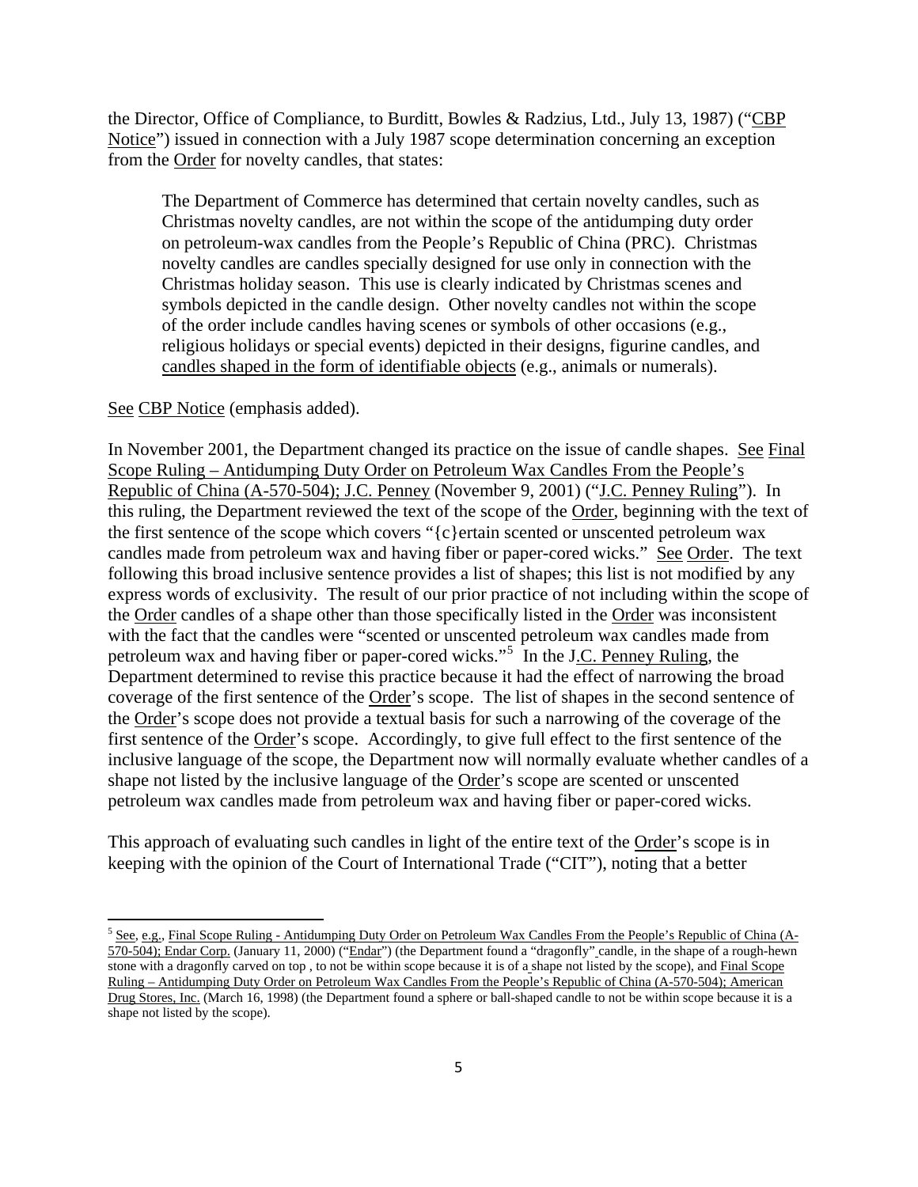the Director, Office of Compliance, to Burditt, Bowles & Radzius, Ltd., July 13, 1987) ("CBP Notice") issued in connection with a July 1987 scope determination concerning an exception from the Order for novelty candles, that states:

> The Department of Commerce has determined that certain novelty candles, such as Christmas novelty candles, are not within the scope of the antidumping duty order on petroleum-wax candles from the People's Republic of China (PRC). Christmas novelty candles are candles specially designed for use only in connection with the Christmas holiday season. This use is clearly indicated by Christmas scenes and symbols depicted in the candle design. Other novelty candles not within the scope of the order include candles having scenes or symbols of other occasions (e.g., religious holidays or special events) depicted in their designs, figurine candles, and candles shaped in the form of identifiable objects (e.g., animals or numerals).

See CBP Notice (emphasis added).

In November 2001, the Department changed its practice on the issue of candle shapes. See Final Scope Ruling – Antidumping Duty Order on Petroleum Wax Candles From the People's Republic of China (A-570-504); J.C. Penney (November 9, 2001) ("J.C. Penney Ruling"). In this ruling, the Department reviewed the text of the scope of the Order, beginning with the text of the first sentence of the scope which covers "{c}ertain scented or unscented petroleum wax candles made from petroleum wax and having fiber or paper-cored wicks." See Order. The text following this broad inclusive sentence provides a list of shapes; this list is not modified by any express words of exclusivity. The result of our prior practice of not including within the scope of the Order candles of a shape other than those specifically listed in the Order was inconsistent with the fact that the candles were "scented or unscented petroleum wax candles made from petroleum wax and having fiber or paper-cored wicks."[5] In the J.C. Penney Ruling, the Department determined to revise this practice because it had the effect of narrowing the broad coverage of the first sentence of the Order's scope. The list of shapes in the second sentence of the Order's scope does not provide a textual basis for such a narrowing of the coverage of the first sentence of the Order's scope. Accordingly, to give full effect to the first sentence of the inclusive language of the scope, the Department now will normally evaluate whether candles of a shape not listed by the inclusive language of the Order's scope are scented or unscented petroleum wax candles made from petroleum wax and having fiber or paper-cored wicks.

This approach of evaluating such candles in light of the entire text of the Order's scope is in keeping with the opinion of the Court of International Trade ("CIT"), noting that a better

---

[5] See, e.g., Final Scope Ruling - Antidumping Duty Order on Petroleum Wax Candles From the People's Republic of China (A-570-504); Endar Corp. (January 11, 2000) ("Endar") (the Department found a "dragonfly" candle, in the shape of a rough-hewn stone with a dragonfly carved on top , to not be within scope because it is of a shape not listed by the scope), and Final Scope Ruling – Antidumping Duty Order on Petroleum Wax Candles From the People's Republic of China (A-570-504); American Drug Stores, Inc. (March 16, 1998) (the Department found a sphere or ball-shaped candle to not be within scope because it is a shape not listed by the scope).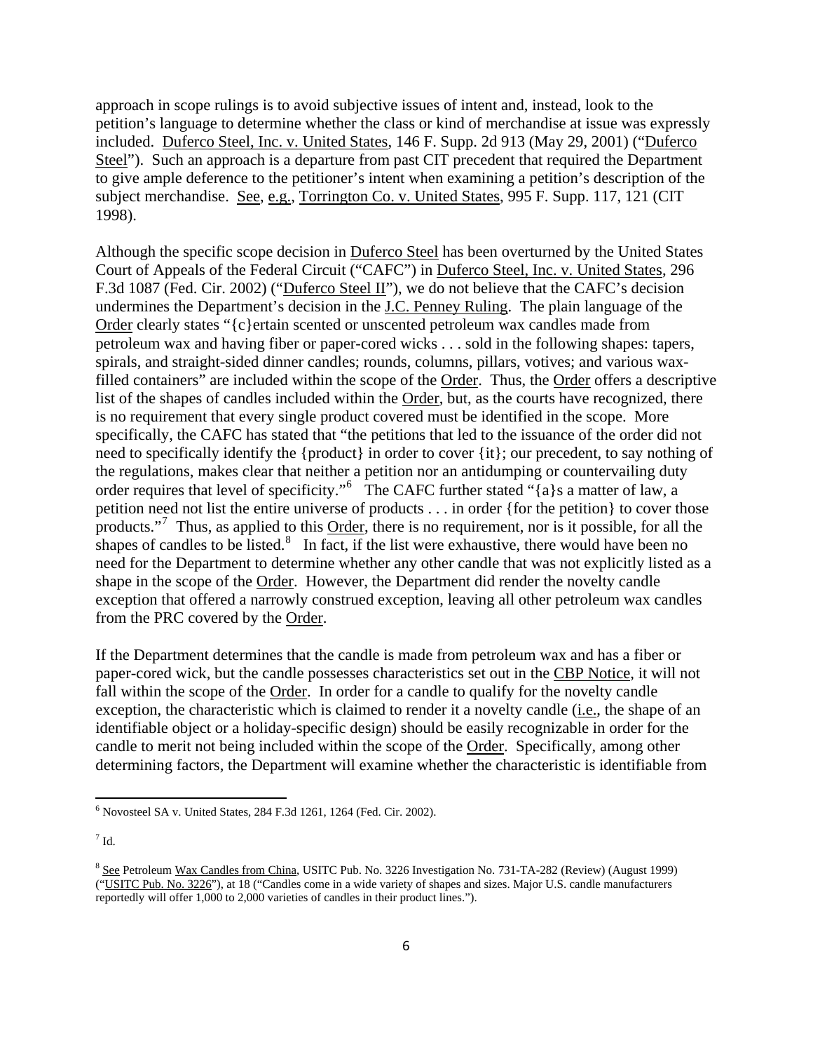approach in scope rulings is to avoid subjective issues of intent and, instead, look to the petition's language to determine whether the class or kind of merchandise at issue was expressly included. Duferco Steel, Inc. v. United States, 146 F. Supp. 2d 913 (May 29, 2001) ("Duferco Steel"). Such an approach is a departure from past CIT precedent that required the Department to give ample deference to the petitioner's intent when examining a petition's description of the subject merchandise. See, e.g., Torrington Co. v. United States, 995 F. Supp. 117, 121 (CIT 1998).

Although the specific scope decision in Duferco Steel has been overturned by the United States Court of Appeals of the Federal Circuit ("CAFC") in Duferco Steel, Inc. v. United States, 296 F.3d 1087 (Fed. Cir. 2002) ("Duferco Steel II"), we do not believe that the CAFC's decision undermines the Department's decision in the J.C. Penney Ruling. The plain language of the Order clearly states "{c}ertain scented or unscented petroleum wax candles made from petroleum wax and having fiber or paper-cored wicks . . . sold in the following shapes: tapers, spirals, and straight-sided dinner candles; rounds, columns, pillars, votives; and various wax-filled containers" are included within the scope of the Order. Thus, the Order offers a descriptive list of the shapes of candles included within the Order, but, as the courts have recognized, there is no requirement that every single product covered must be identified in the scope. More specifically, the CAFC has stated that "the petitions that led to the issuance of the order did not need to specifically identify the {product} in order to cover {it}; our precedent, to say nothing of the regulations, makes clear that neither a petition nor an antidumping or countervailing duty order requires that level of specificity."[6] The CAFC further stated "{a}s a matter of law, a petition need not list the entire universe of products . . . in order {for the petition} to cover those products."[7] Thus, as applied to this Order, there is no requirement, nor is it possible, for all the shapes of candles to be listed.[8] In fact, if the list were exhaustive, there would have been no need for the Department to determine whether any other candle that was not explicitly listed as a shape in the scope of the Order. However, the Department did render the novelty candle exception that offered a narrowly construed exception, leaving all other petroleum wax candles from the PRC covered by the Order.

If the Department determines that the candle is made from petroleum wax and has a fiber or paper-cored wick, but the candle possesses characteristics set out in the CBP Notice, it will not fall within the scope of the Order. In order for a candle to qualify for the novelty candle exception, the characteristic which is claimed to render it a novelty candle (i.e., the shape of an identifiable object or a holiday-specific design) should be easily recognizable in order for the candle to merit not being included within the scope of the Order. Specifically, among other determining factors, the Department will examine whether the characteristic is identifiable from

---

[6] Novosteel SA v. United States, 284 F.3d 1261, 1264 (Fed. Cir. 2002).

[7] Id.

[8] See Petroleum Wax Candles from China, USITC Pub. No. 3226 Investigation No. 731-TA-282 (Review) (August 1999) ("USITC Pub. No. 3226"), at 18 ("Candles come in a wide variety of shapes and sizes. Major U.S. candle manufacturers reportedly will offer 1,000 to 2,000 varieties of candles in their product lines.").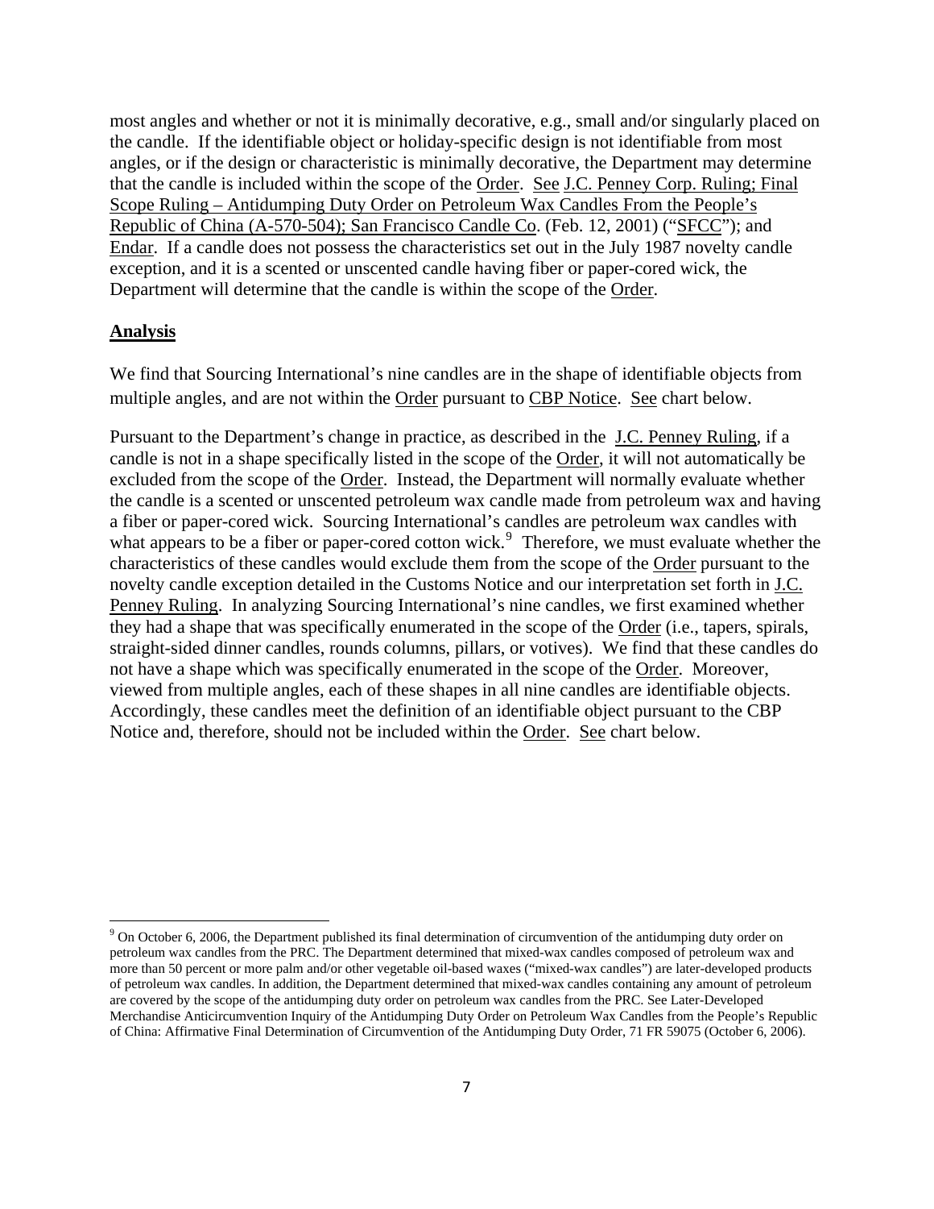most angles and whether or not it is minimally decorative, e.g., small and/or singularly placed on the candle. If the identifiable object or holiday-specific design is not identifiable from most angles, or if the design or characteristic is minimally decorative, the Department may determine that the candle is included within the scope of the Order. See J.C. Penney Corp. Ruling; Final Scope Ruling – Antidumping Duty Order on Petroleum Wax Candles From the People's Republic of China (A-570-504); San Francisco Candle Co. (Feb. 12, 2001) ("SFCC"); and Endar. If a candle does not possess the characteristics set out in the July 1987 novelty candle exception, and it is a scented or unscented candle having fiber or paper-cored wick, the Department will determine that the candle is within the scope of the Order.

## Analysis

We find that Sourcing International's nine candles are in the shape of identifiable objects from multiple angles, and are not within the Order pursuant to CBP Notice. See chart below.

Pursuant to the Department's change in practice, as described in the J.C. Penney Ruling, if a candle is not in a shape specifically listed in the scope of the Order, it will not automatically be excluded from the scope of the Order. Instead, the Department will normally evaluate whether the candle is a scented or unscented petroleum wax candle made from petroleum wax and having a fiber or paper-cored wick. Sourcing International's candles are petroleum wax candles with what appears to be a fiber or paper-cored cotton wick.[9] Therefore, we must evaluate whether the characteristics of these candles would exclude them from the scope of the Order pursuant to the novelty candle exception detailed in the Customs Notice and our interpretation set forth in J.C. Penney Ruling. In analyzing Sourcing International's nine candles, we first examined whether they had a shape that was specifically enumerated in the scope of the Order (i.e., tapers, spirals, straight-sided dinner candles, rounds columns, pillars, or votives). We find that these candles do not have a shape which was specifically enumerated in the scope of the Order. Moreover, viewed from multiple angles, each of these shapes in all nine candles are identifiable objects. Accordingly, these candles meet the definition of an identifiable object pursuant to the CBP Notice and, therefore, should not be included within the Order. See chart below.

---

[9] On October 6, 2006, the Department published its final determination of circumvention of the antidumping duty order on petroleum wax candles from the PRC. The Department determined that mixed-wax candles composed of petroleum wax and more than 50 percent or more palm and/or other vegetable oil-based waxes ("mixed-wax candles") are later-developed products of petroleum wax candles. In addition, the Department determined that mixed-wax candles containing any amount of petroleum are covered by the scope of the antidumping duty order on petroleum wax candles from the PRC. See Later-Developed Merchandise Anticircumvention Inquiry of the Antidumping Duty Order on Petroleum Wax Candles from the People's Republic of China: Affirmative Final Determination of Circumvention of the Antidumping Duty Order, 71 FR 59075 (October 6, 2006).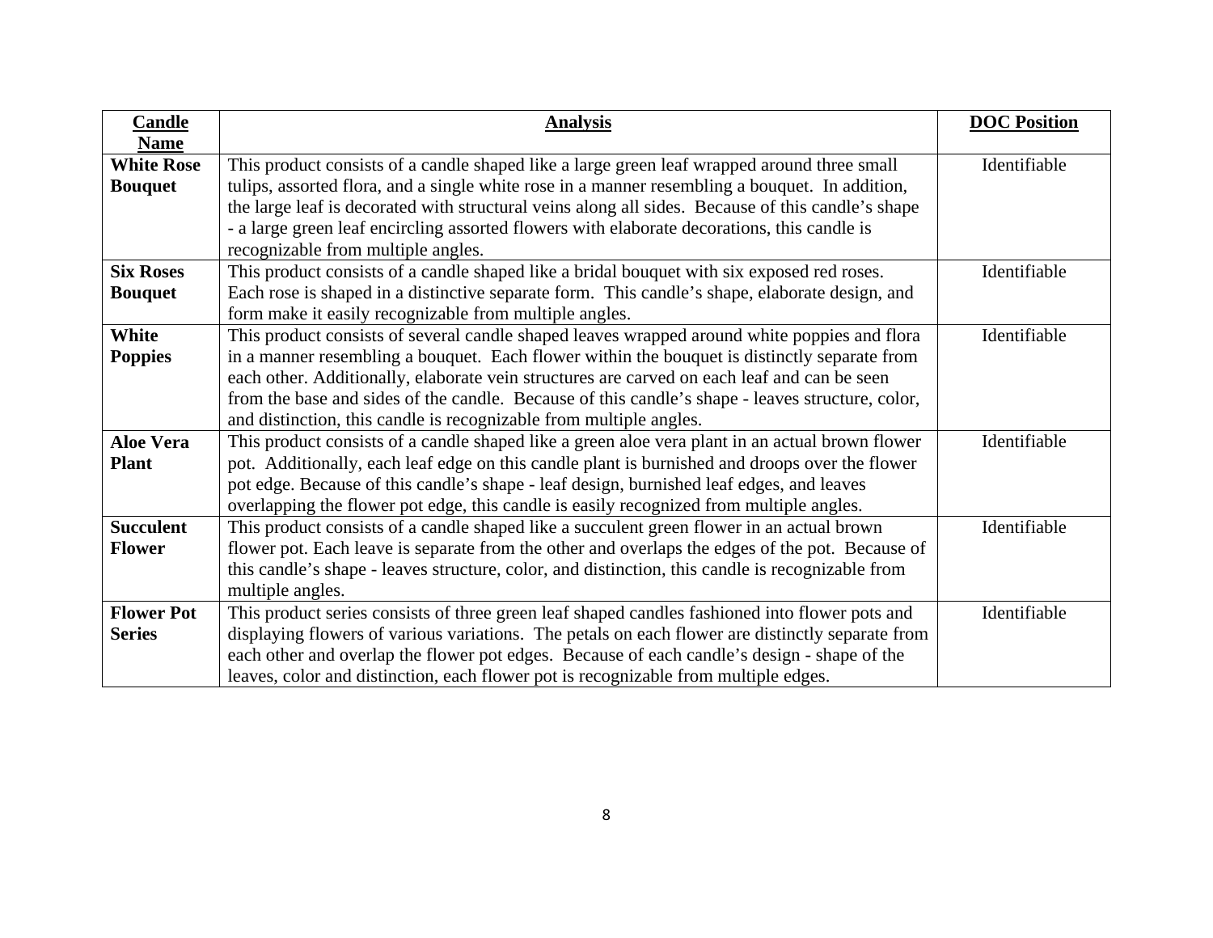| Candle Name | Analysis | DOC Position |
|---|---|---|
| **White Rose Bouquet** | This product consists of a candle shaped like a large green leaf wrapped around three small tulips, assorted flora, and a single white rose in a manner resembling a bouquet. In addition, the large leaf is decorated with structural veins along all sides. Because of this candle's shape - a large green leaf encircling assorted flowers with elaborate decorations, this candle is recognizable from multiple angles. | Identifiable |
| **Six Roses Bouquet** | This product consists of a candle shaped like a bridal bouquet with six exposed red roses. Each rose is shaped in a distinctive separate form. This candle's shape, elaborate design, and form make it easily recognizable from multiple angles. | Identifiable |
| **White Poppies** | This product consists of several candle shaped leaves wrapped around white poppies and flora in a manner resembling a bouquet. Each flower within the bouquet is distinctly separate from each other. Additionally, elaborate vein structures are carved on each leaf and can be seen from the base and sides of the candle. Because of this candle's shape - leaves structure, color, and distinction, this candle is recognizable from multiple angles. | Identifiable |
| **Aloe Vera Plant** | This product consists of a candle shaped like a green aloe vera plant in an actual brown flower pot. Additionally, each leaf edge on this candle plant is burnished and droops over the flower pot edge. Because of this candle's shape - leaf design, burnished leaf edges, and leaves overlapping the flower pot edge, this candle is easily recognized from multiple angles. | Identifiable |
| **Succulent Flower** | This product consists of a candle shaped like a succulent green flower in an actual brown flower pot. Each leave is separate from the other and overlaps the edges of the pot. Because of this candle's shape - leaves structure, color, and distinction, this candle is recognizable from multiple angles. | Identifiable |
| **Flower Pot Series** | This product series consists of three green leaf shaped candles fashioned into flower pots and displaying flowers of various variations. The petals on each flower are distinctly separate from each other and overlap the flower pot edges. Because of each candle's design - shape of the leaves, color and distinction, each flower pot is recognizable from multiple edges. | Identifiable |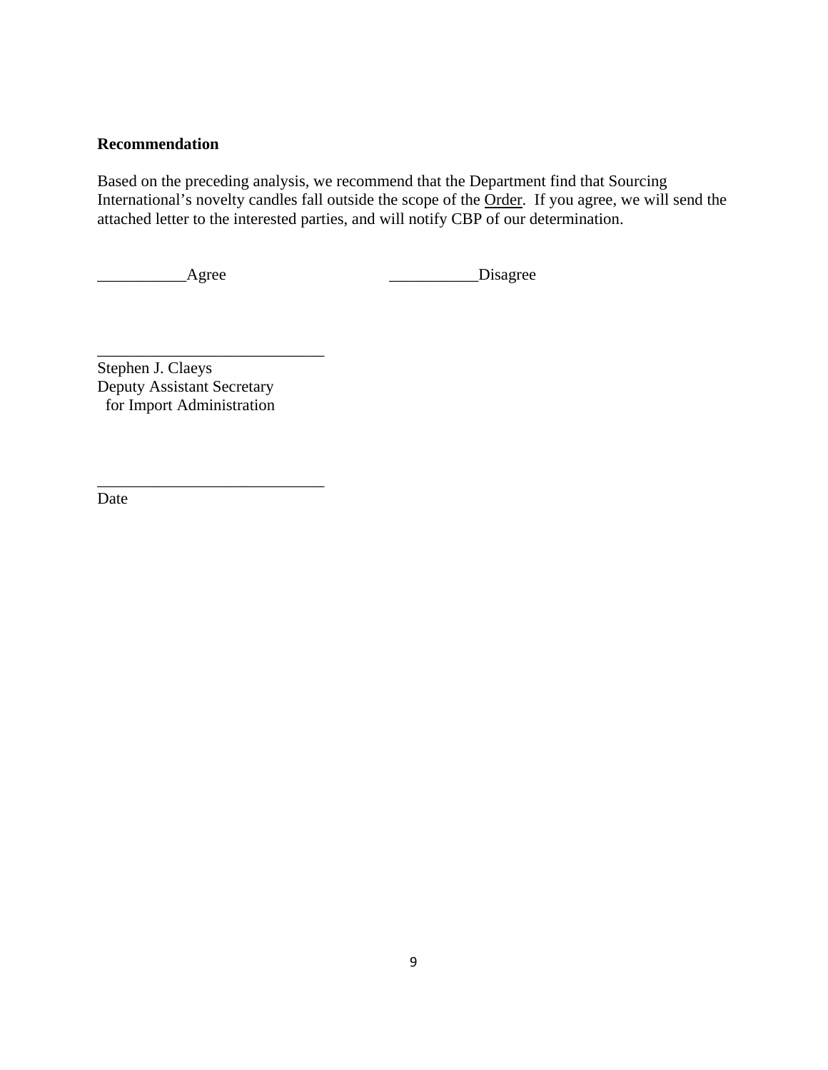**Recommendation**

Based on the preceding analysis, we recommend that the Department find that Sourcing International's novelty candles fall outside the scope of the Order. If you agree, we will send the attached letter to the interested parties, and will notify CBP of our determination.

___________Agree ___________Disagree

____________________________
Stephen J. Claeys
Deputy Assistant Secretary
for Import Administration

____________________________
Date